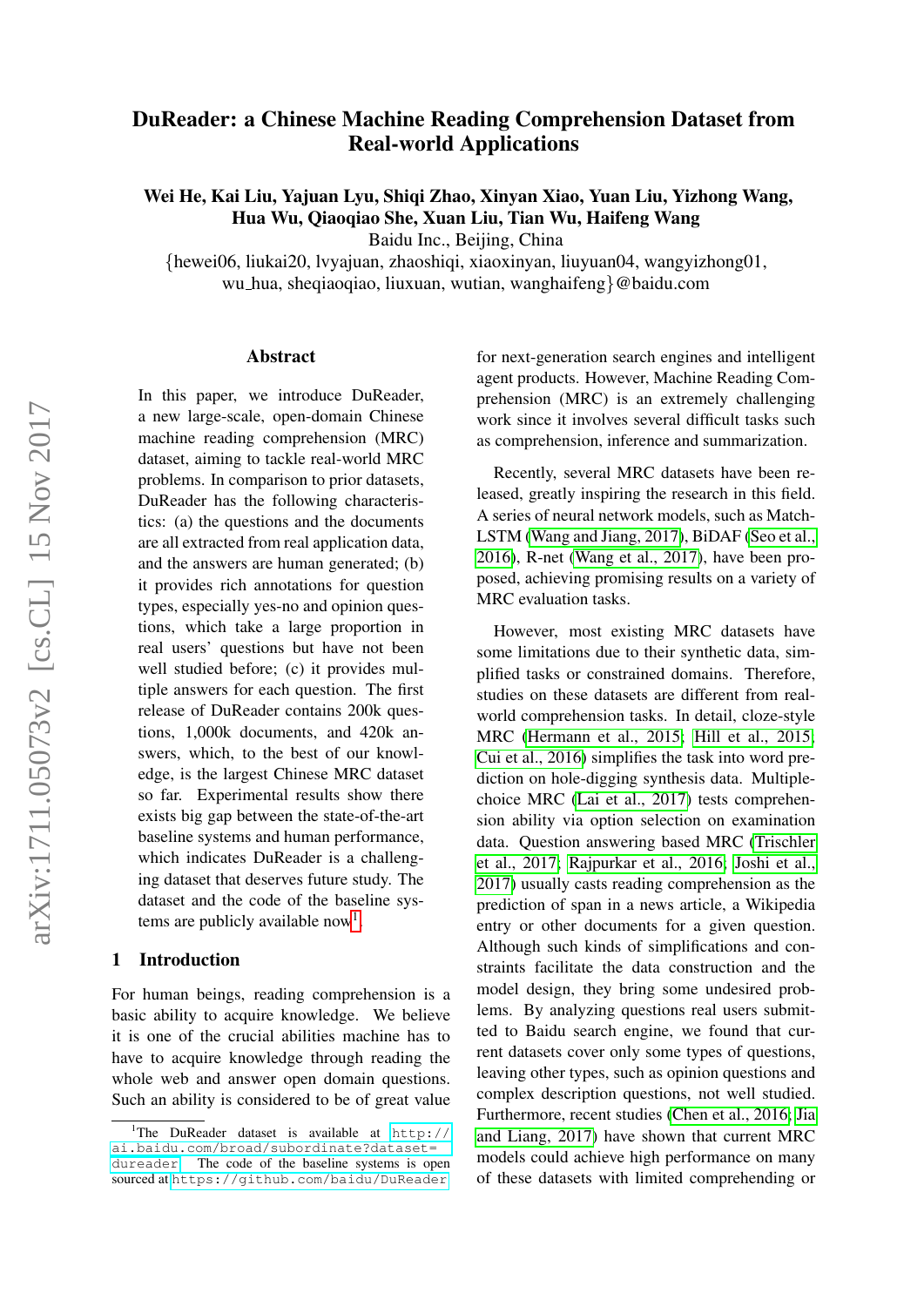# DuReader: a Chinese Machine Reading Comprehension Dataset from Real-world Applications

**Wei He, Kai Liu, Yajuan Lyu, Shiqi Zhao, Xinyan Xiao, Yuan Liu, Yizhong Wang, Hua Wu, Qiaoqiao She, Xuan Liu, Tian Wu, Haifeng Wang**

Baidu Inc., Beijing, China

{hewei06, liukai20, lvyajuan, zhaoshiqi, xiaoxinyan, liuyuan04, wangyizhong01, wu_hua, sheqiaoqiao, liuxuan, wutian, wanghaifeng}@baidu.com

## Abstract

In this paper, we introduce DuReader, a new large-scale, open-domain Chinese machine reading comprehension (MRC) dataset, aiming to tackle real-world MRC problems. In comparison to prior datasets, DuReader has the following characteristics: (a) the questions and the documents are all extracted from real application data, and the answers are human generated; (b) it provides rich annotations for question types, especially yes-no and opinion questions, which take a large proportion in real users' questions but have not been well studied before; (c) it provides multiple answers for each question. The first release of DuReader contains 200k questions, 1,000k documents, and 420k answers, which, to the best of our knowledge, is the largest Chinese MRC dataset so far. Experimental results show there exists big gap between the state-of-the-art baseline systems and human performance, which indicates DuReader is a challenging dataset that deserves future study. The dataset and the code of the baseline systems are publicly available now[1].

## 1 Introduction

For human beings, reading comprehension is a basic ability to acquire knowledge. We believe it is one of the crucial abilities machine has to have to acquire knowledge through reading the whole web and answer open domain questions. Such an ability is considered to be of great value for next-generation search engines and intelligent agent products. However, Machine Reading Comprehension (MRC) is an extremely challenging work since it involves several difficult tasks such as comprehension, inference and summarization.

Recently, several MRC datasets have been released, greatly inspiring the research in this field. A series of neural network models, such as Match-LSTM (Wang and Jiang, 2017), BiDAF (Seo et al., 2016), R-net (Wang et al., 2017), have been proposed, achieving promising results on a variety of MRC evaluation tasks.

However, most existing MRC datasets have some limitations due to their synthetic data, simplified tasks or constrained domains. Therefore, studies on these datasets are different from real-world comprehension tasks. In detail, cloze-style MRC (Hermann et al., 2015; Hill et al., 2015; Cui et al., 2016) simplifies the task into word prediction on hole-digging synthesis data. Multiple-choice MRC (Lai et al., 2017) tests comprehension ability via option selection on examination data. Question answering based MRC (Trischler et al., 2017; Rajpurkar et al., 2016; Joshi et al., 2017) usually casts reading comprehension as the prediction of span in a news article, a Wikipedia entry or other documents for a given question. Although such kinds of simplifications and constraints facilitate the data construction and the model design, they bring some undesired problems. By analyzing questions real users submitted to Baidu search engine, we found that current datasets cover only some types of questions, leaving other types, such as opinion questions and complex description questions, not well studied. Furthermore, recent studies (Chen et al., 2016; Jia and Liang, 2017) have shown that current MRC models could achieve high performance on many of these datasets with limited comprehending or

[1] The DuReader dataset is available at http://ai.baidu.com/broad/subordinate?dataset=dureader. The code of the baseline systems is open sourced at https://github.com/baidu/DuReader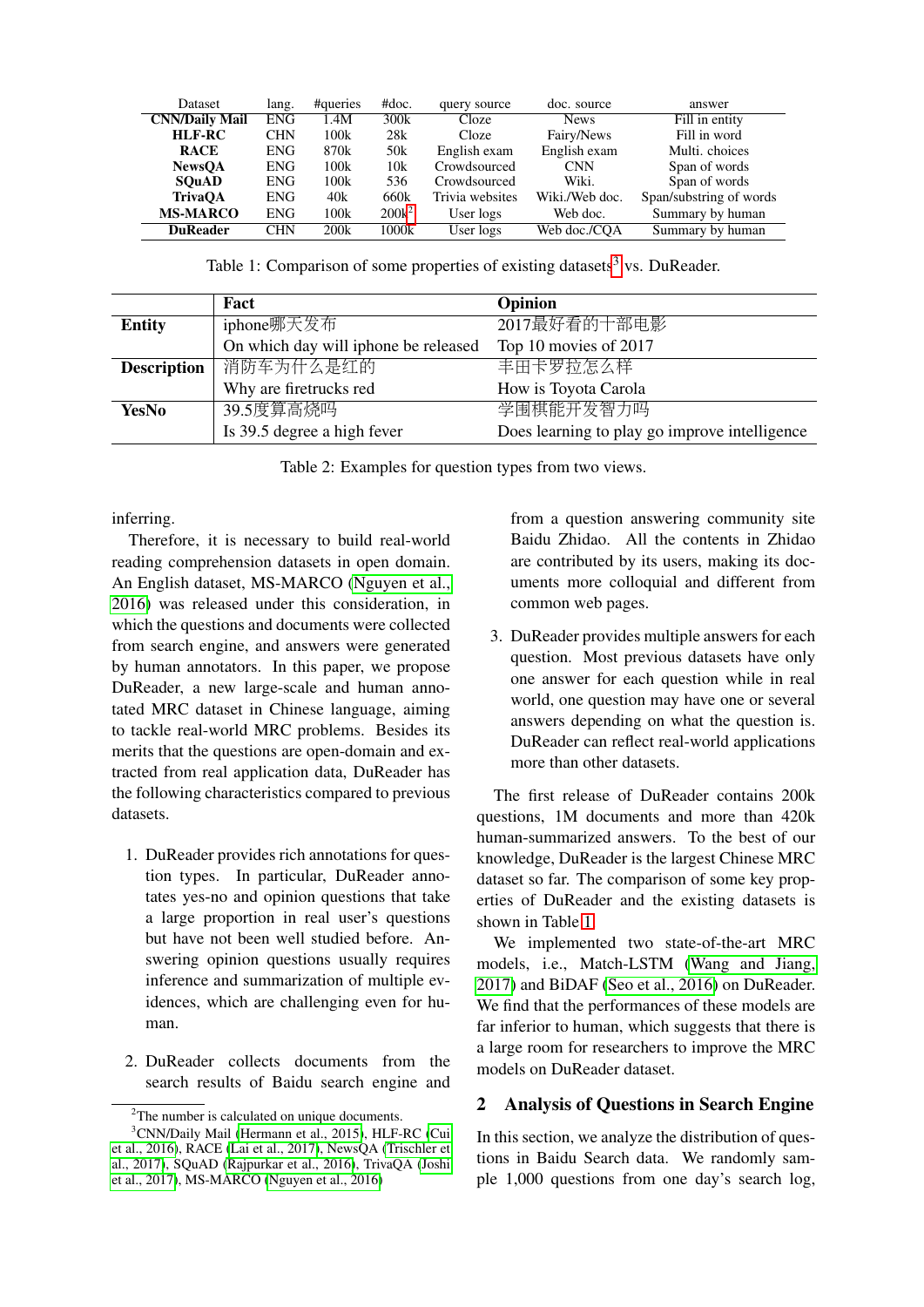| Dataset | lang. | #queries | #doc. | query source | doc. source | answer |
|---|---|---|---|---|---|---|
| **CNN/Daily Mail** | ENG | 1.4M | 300k | Cloze | News | Fill in entity |
| **HLF-RC** | CHN | 100k | 28k | Cloze | Fairy/News | Fill in word |
| **RACE** | ENG | 870k | 50k | English exam | English exam | Multi. choices |
| **NewsQA** | ENG | 100k | 10k | Crowdsourced | CNN | Span of words |
| **SQuAD** | ENG | 100k | 536 | Crowdsourced | Wiki. | Span of words |
| **TrivaQA** | ENG | 40k | 660k | Trivia websites | Wiki./Web doc. | Span/substring of words |
| **MS-MARCO** | ENG | 100k | 200k[2] | User logs | Web doc. | Summary by human |
| **DuReader** | CHN | 200k | 1000k | User logs | Web doc./CQA | Summary by human |

Table 1: Comparison of some properties of existing datasets[3] vs. DuReader.

| | **Fact** | **Opinion** |
|---|---|---|
| **Entity** | iphone哪天发布 | 2017最好看的十部电影 |
| | On which day will iphone be released | Top 10 movies of 2017 |
| **Description** | 消防车为什么是红的 | 丰田卡罗拉怎么样 |
| | Why are firetrucks red | How is Toyota Carola |
| **YesNo** | 39.5度算高烧吗 | 学围棋能开发智力吗 |
| | Is 39.5 degree a high fever | Does learning to play go improve intelligence |

Table 2: Examples for question types from two views.

inferring.

Therefore, it is necessary to build real-world reading comprehension datasets in open domain. An English dataset, MS-MARCO (Nguyen et al., 2016) was released under this consideration, in which the questions and documents were collected from search engine, and answers were generated by human annotators. In this paper, we propose DuReader, a new large-scale and human annotated MRC dataset in Chinese language, aiming to tackle real-world MRC problems. Besides its merits that the questions are open-domain and extracted from real application data, DuReader has the following characteristics compared to previous datasets.

1. DuReader provides rich annotations for question types. In particular, DuReader annotates yes-no and opinion questions that take a large proportion in real user's questions but have not been well studied before. Answering opinion questions usually requires inference and summarization of multiple evidences, which are challenging even for human.

2. DuReader collects documents from the search results of Baidu search engine and from a question answering community site Baidu Zhidao. All the contents in Zhidao are contributed by its users, making its documents more colloquial and different from common web pages.

3. DuReader provides multiple answers for each question. Most previous datasets have only one answer for each question while in real world, one question may have one or several answers depending on what the question is. DuReader can reflect real-world applications more than other datasets.

The first release of DuReader contains 200k questions, 1M documents and more than 420k human-summarized answers. To the best of our knowledge, DuReader is the largest Chinese MRC dataset so far. The comparison of some key properties of DuReader and the existing datasets is shown in Table 1.

We implemented two state-of-the-art MRC models, i.e., Match-LSTM (Wang and Jiang, 2017) and BiDAF (Seo et al., 2016) on DuReader. We find that the performances of these models are far inferior to human, which suggests that there is a large room for researchers to improve the MRC models on DuReader dataset.

## 2 Analysis of Questions in Search Engine

In this section, we analyze the distribution of questions in Baidu Search data. We randomly sample 1,000 questions from one day's search log,

[2] The number is calculated on unique documents.

[3] CNN/Daily Mail (Hermann et al., 2015), HLF-RC (Cui et al., 2016), RACE (Lai et al., 2017), NewsQA (Trischler et al., 2017), SQuAD (Rajpurkar et al., 2016), TrivaQA (Joshi et al., 2017), MS-MARCO (Nguyen et al., 2016)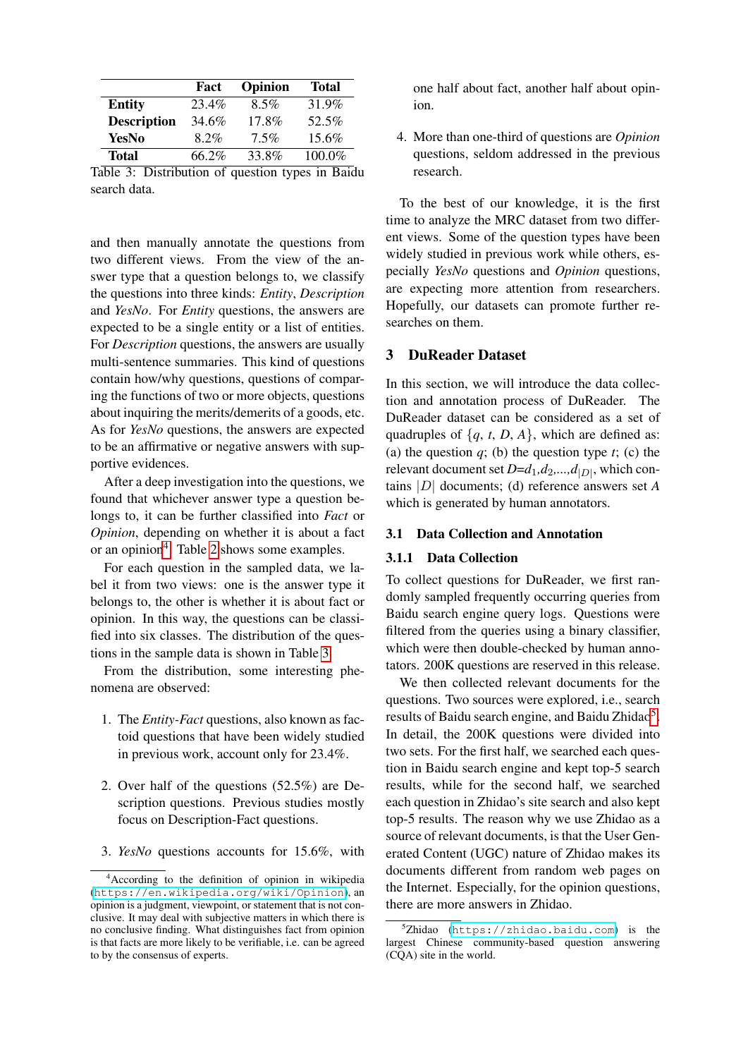|  | Fact | Opinion | Total |
|---|---|---|---|
| **Entity** | 23.4% | 8.5% | 31.9% |
| **Description** | 34.6% | 17.8% | 52.5% |
| **YesNo** | 8.2% | 7.5% | 15.6% |
| **Total** | 66.2% | 33.8% | 100.0% |

Table 3: Distribution of question types in Baidu search data.

and then manually annotate the questions from two different views. From the view of the answer type that a question belongs to, we classify the questions into three kinds: *Entity*, *Description* and *YesNo*. For *Entity* questions, the answers are expected to be a single entity or a list of entities. For *Description* questions, the answers are usually multi-sentence summaries. This kind of questions contain how/why questions, questions of comparing the functions of two or more objects, questions about inquiring the merits/demerits of a goods, etc. As for *YesNo* questions, the answers are expected to be an affirmative or negative answers with supportive evidences.

After a deep investigation into the questions, we found that whichever answer type a question belongs to, it can be further classified into *Fact* or *Opinion*, depending on whether it is about a fact or an opinion[4]. Table 2 shows some examples.

For each question in the sampled data, we label it from two views: one is the answer type it belongs to, the other is whether it is about fact or opinion. In this way, the questions can be classified into six classes. The distribution of the questions in the sample data is shown in Table 3.

From the distribution, some interesting phenomena are observed:

1. The *Entity-Fact* questions, also known as factoid questions that have been widely studied in previous work, account only for 23.4%.

2. Over half of the questions (52.5%) are Description questions. Previous studies mostly focus on Description-Fact questions.

3. *YesNo* questions accounts for 15.6%, with one half about fact, another half about opinion.

4. More than one-third of questions are *Opinion* questions, seldom addressed in the previous research.

To the best of our knowledge, it is the first time to analyze the MRC dataset from two different views. Some of the question types have been widely studied in previous work while others, especially *YesNo* questions and *Opinion* questions, are expecting more attention from researchers. Hopefully, our datasets can promote further researches on them.

## 3 DuReader Dataset

In this section, we will introduce the data collection and annotation process of DuReader. The DuReader dataset can be considered as a set of quadruples of $\{q, t, D, A\}$, which are defined as: (a) the question $q$; (b) the question type $t$; (c) the relevant document set $D$=$d_1$,$d_2$,...,$d_{|D|}$, which contains $|D|$ documents; (d) reference answers set $A$ which is generated by human annotators.

### 3.1 Data Collection and Annotation

#### 3.1.1 Data Collection

To collect questions for DuReader, we first randomly sampled frequently occurring queries from Baidu search engine query logs. Questions were filtered from the queries using a binary classifier, which were then double-checked by human annotators. 200K questions are reserved in this release.

We then collected relevant documents for the questions. Two sources were explored, i.e., search results of Baidu search engine, and Baidu Zhidao[5]. In detail, the 200K questions were divided into two sets. For the first half, we searched each question in Baidu search engine and kept top-5 search results, while for the second half, we searched each question in Zhidao's site search and also kept top-5 results. The reason why we use Zhidao as a source of relevant documents, is that the User Generated Content (UGC) nature of Zhidao makes its documents different from random web pages on the Internet. Especially, for the opinion questions, there are more answers in Zhidao.

[4] According to the definition of opinion in wikipedia (https://en.wikipedia.org/wiki/Opinion), an opinion is a judgment, viewpoint, or statement that is not conclusive. It may deal with subjective matters in which there is no conclusive finding. What distinguishes fact from opinion is that facts are more likely to be verifiable, i.e. can be agreed to by the consensus of experts.

[5] Zhidao (https://zhidao.baidu.com) is the largest Chinese community-based question answering (CQA) site in the world.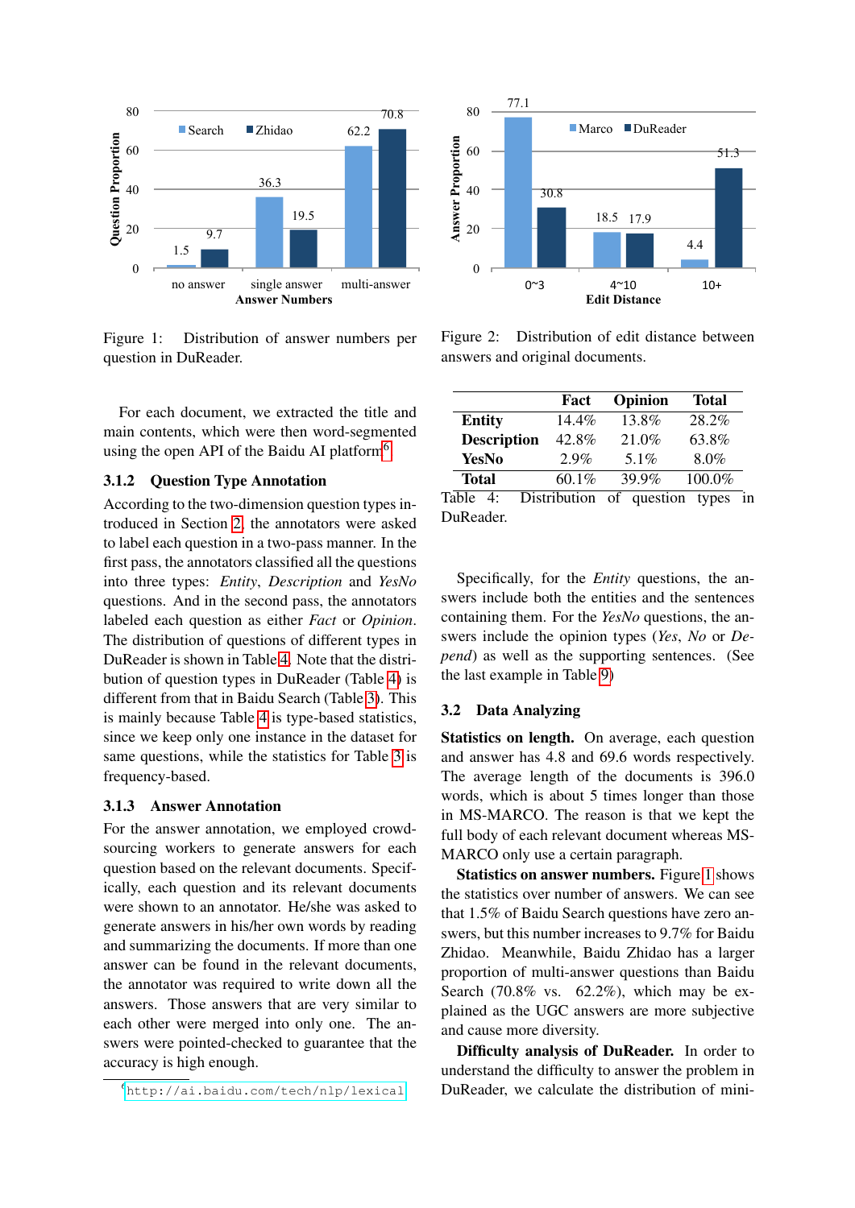Figure 1: Distribution of answer numbers per question in DuReader.

Figure 2: Distribution of edit distance between answers and original documents.

For each document, we extracted the title and main contents, which were then word-segmented using the open API of the Baidu AI platform[6].

### 3.1.2 Question Type Annotation

According to the two-dimension question types introduced in Section 2, the annotators were asked to label each question in a two-pass manner. In the first pass, the annotators classified all the questions into three types: *Entity*, *Description* and *YesNo* questions. And in the second pass, the annotators labeled each question as either *Fact* or *Opinion*. The distribution of questions of different types in DuReader is shown in Table 4. Note that the distribution of question types in DuReader (Table 4) is different from that in Baidu Search (Table 3). This is mainly because Table 4 is type-based statistics, since we keep only one instance in the dataset for same questions, while the statistics for Table 3 is frequency-based.

### 3.1.3 Answer Annotation

For the answer annotation, we employed crowd-sourcing workers to generate answers for each question based on the relevant documents. Specifically, each question and its relevant documents were shown to an annotator. He/she was asked to generate answers in his/her own words by reading and summarizing the documents. If more than one answer can be found in the relevant documents, the annotator was required to write down all the answers. Those answers that are very similar to each other were merged into only one. The answers were pointed-checked to guarantee that the accuracy is high enough.

[6] http://ai.baidu.com/tech/nlp/lexical

| | Fact | Opinion | Total |
|---|---|---|---|
| **Entity** | 14.4% | 13.8% | 28.2% |
| **Description** | 42.8% | 21.0% | 63.8% |
| **YesNo** | 2.9% | 5.1% | 8.0% |
| **Total** | 60.1% | 39.9% | 100.0% |

Table 4: Distribution of question types in DuReader.

Specifically, for the *Entity* questions, the answers include both the entities and the sentences containing them. For the *YesNo* questions, the answers include the opinion types (*Yes*, *No* or *Depend*) as well as the supporting sentences. (See the last example in Table 9)

## 3.2 Data Analyzing

**Statistics on length.** On average, each question and answer has 4.8 and 69.6 words respectively. The average length of the documents is 396.0 words, which is about 5 times longer than those in MS-MARCO. The reason is that we kept the full body of each relevant document whereas MS-MARCO only use a certain paragraph.

**Statistics on answer numbers.** Figure 1 shows the statistics over number of answers. We can see that 1.5% of Baidu Search questions have zero answers, but this number increases to 9.7% for Baidu Zhidao. Meanwhile, Baidu Zhidao has a larger proportion of multi-answer questions than Baidu Search (70.8% vs. 62.2%), which may be explained as the UGC answers are more subjective and cause more diversity.

**Difficulty analysis of DuReader.** In order to understand the difficulty to answer the problem in DuReader, we calculate the distribution of mini-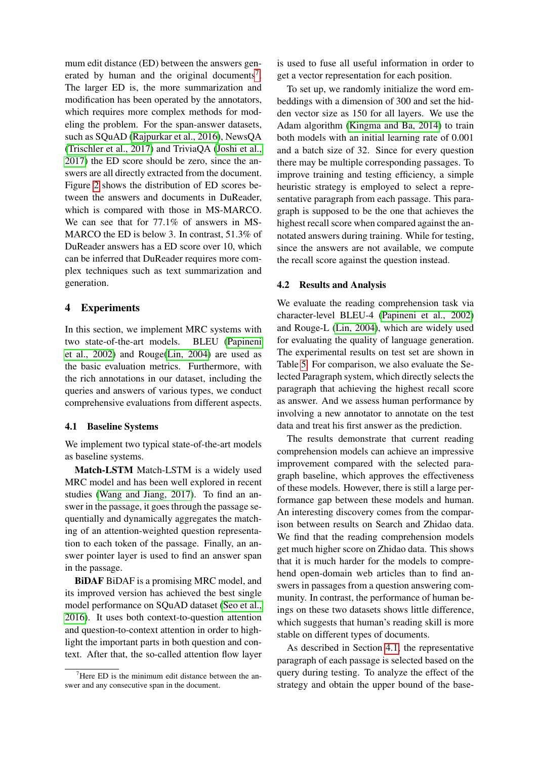mum edit distance (ED) between the answers generated by human and the original documents[7]. The larger ED is, the more summarization and modification has been operated by the annotators, which requires more complex methods for modeling the problem. For the span-answer datasets, such as SQuAD (Rajpurkar et al., 2016), NewsQA (Trischler et al., 2017) and TriviaQA (Joshi et al., 2017) the ED score should be zero, since the answers are all directly extracted from the document. Figure 2 shows the distribution of ED scores between the answers and documents in DuReader, which is compared with those in MS-MARCO. We can see that for 77.1% of answers in MS-MARCO the ED is below 3. In contrast, 51.3% of DuReader answers has a ED score over 10, which can be inferred that DuReader requires more complex techniques such as text summarization and generation.

## 4 Experiments

In this section, we implement MRC systems with two state-of-the-art models. BLEU (Papineni et al., 2002) and Rouge(Lin, 2004) are used as the basic evaluation metrics. Furthermore, with the rich annotations in our dataset, including the queries and answers of various types, we conduct comprehensive evaluations from different aspects.

### 4.1 Baseline Systems

We implement two typical state-of-the-art models as baseline systems.

**Match-LSTM** Match-LSTM is a widely used MRC model and has been well explored in recent studies (Wang and Jiang, 2017). To find an answer in the passage, it goes through the passage sequentially and dynamically aggregates the matching of an attention-weighted question representation to each token of the passage. Finally, an answer pointer layer is used to find an answer span in the passage.

**BiDAF** BiDAF is a promising MRC model, and its improved version has achieved the best single model performance on SQuAD dataset (Seo et al., 2016). It uses both context-to-question attention and question-to-context attention in order to highlight the important parts in both question and context. After that, the so-called attention flow layer is used to fuse all useful information in order to get a vector representation for each position.

To set up, we randomly initialize the word embeddings with a dimension of 300 and set the hidden vector size as 150 for all layers. We use the Adam algorithm (Kingma and Ba, 2014) to train both models with an initial learning rate of 0.001 and a batch size of 32. Since for every question there may be multiple corresponding passages. To improve training and testing efficiency, a simple heuristic strategy is employed to select a representative paragraph from each passage. This paragraph is supposed to be the one that achieves the highest recall score when compared against the annotated answers during training. While for testing, since the answers are not available, we compute the recall score against the question instead.

### 4.2 Results and Analysis

We evaluate the reading comprehension task via character-level BLEU-4 (Papineni et al., 2002) and Rouge-L (Lin, 2004), which are widely used for evaluating the quality of language generation. The experimental results on test set are shown in Table 5. For comparison, we also evaluate the Selected Paragraph system, which directly selects the paragraph that achieving the highest recall score as answer. And we assess human performance by involving a new annotator to annotate on the test data and treat his first answer as the prediction.

The results demonstrate that current reading comprehension models can achieve an impressive improvement compared with the selected paragraph baseline, which approves the effectiveness of these models. However, there is still a large performance gap between these models and human. An interesting discovery comes from the comparison between results on Search and Zhidao data. We find that the reading comprehension models get much higher score on Zhidao data. This shows that it is much harder for the models to comprehend open-domain web articles than to find answers in passages from a question answering community. In contrast, the performance of human beings on these two datasets shows little difference, which suggests that human's reading skill is more stable on different types of documents.

As described in Section 4.1, the representative paragraph of each passage is selected based on the query during testing. To analyze the effect of the strategy and obtain the upper bound of the base-

[7] Here ED is the minimum edit distance between the answer and any consecutive span in the document.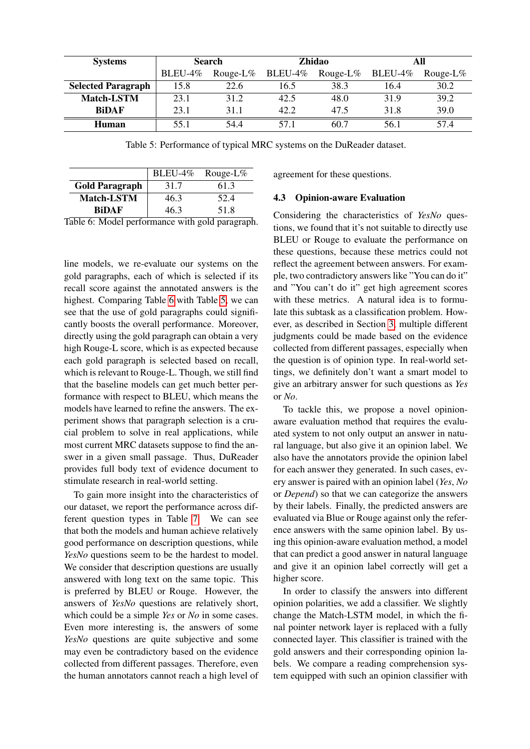| Systems | Search | | Zhidao | | All | |
|---|---|---|---|---|---|---|
| | BLEU-4% | Rouge-L% | BLEU-4% | Rouge-L% | BLEU-4% | Rouge-L% |
| **Selected Paragraph** | 15.8 | 22.6 | 16.5 | 38.3 | 16.4 | 30.2 |
| **Match-LSTM** | 23.1 | 31.2 | 42.5 | 48.0 | 31.9 | 39.2 |
| **BiDAF** | 23.1 | 31.1 | 42.2 | 47.5 | 31.8 | 39.0 |
| **Human** | 55.1 | 54.4 | 57.1 | 60.7 | 56.1 | 57.4 |

Table 5: Performance of typical MRC systems on the DuReader dataset.

| | BLEU-4% | Rouge-L% |
|---|---|---|
| **Gold Paragraph** | 31.7 | 61.3 |
| **Match-LSTM** | 46.3 | 52.4 |
| **BiDAF** | 46.3 | 51.8 |

Table 6: Model performance with gold paragraph.

line models, we re-evaluate our systems on the gold paragraphs, each of which is selected if its recall score against the annotated answers is the highest. Comparing Table 6 with Table 5, we can see that the use of gold paragraphs could significantly boosts the overall performance. Moreover, directly using the gold paragraph can obtain a very high Rouge-L score, which is as expected because each gold paragraph is selected based on recall, which is relevant to Rouge-L. Though, we still find that the baseline models can get much better performance with respect to BLEU, which means the models have learned to refine the answers. The experiment shows that paragraph selection is a crucial problem to solve in real applications, while most current MRC datasets suppose to find the answer in a given small passage. Thus, DuReader provides full body text of evidence document to stimulate research in real-world setting.

To gain more insight into the characteristics of our dataset, we report the performance across different question types in Table 7. We can see that both the models and human achieve relatively good performance on description questions, while *YesNo* questions seem to be the hardest to model. We consider that description questions are usually answered with long text on the same topic. This is preferred by BLEU or Rouge. However, the answers of *YesNo* questions are relatively short, which could be a simple *Yes* or *No* in some cases. Even more interesting is, the answers of some *YesNo* questions are quite subjective and some may even be contradictory based on the evidence collected from different passages. Therefore, even the human annotators cannot reach a high level of agreement for these questions.

### 4.3 Opinion-aware Evaluation

Considering the characteristics of *YesNo* questions, we found that it's not suitable to directly use BLEU or Rouge to evaluate the performance on these questions, because these metrics could not reflect the agreement between answers. For example, two contradictory answers like "You can do it" and "You can't do it" get high agreement scores with these metrics. A natural idea is to formulate this subtask as a classification problem. However, as described in Section 3, multiple different judgments could be made based on the evidence collected from different passages, especially when the question is of opinion type. In real-world settings, we definitely don't want a smart model to give an arbitrary answer for such questions as *Yes* or *No*.

To tackle this, we propose a novel opinion-aware evaluation method that requires the evaluated system to not only output an answer in natural language, but also give it an opinion label. We also have the annotators provide the opinion label for each answer they generated. In such cases, every answer is paired with an opinion label (*Yes*, *No* or *Depend*) so that we can categorize the answers by their labels. Finally, the predicted answers are evaluated via Blue or Rouge against only the reference answers with the same opinion label. By using this opinion-aware evaluation method, a model that can predict a good answer in natural language and give it an opinion label correctly will get a higher score.

In order to classify the answers into different opinion polarities, we add a classifier. We slightly change the Match-LSTM model, in which the final pointer network layer is replaced with a fully connected layer. This classifier is trained with the gold answers and their corresponding opinion labels. We compare a reading comprehension system equipped with such an opinion classifier with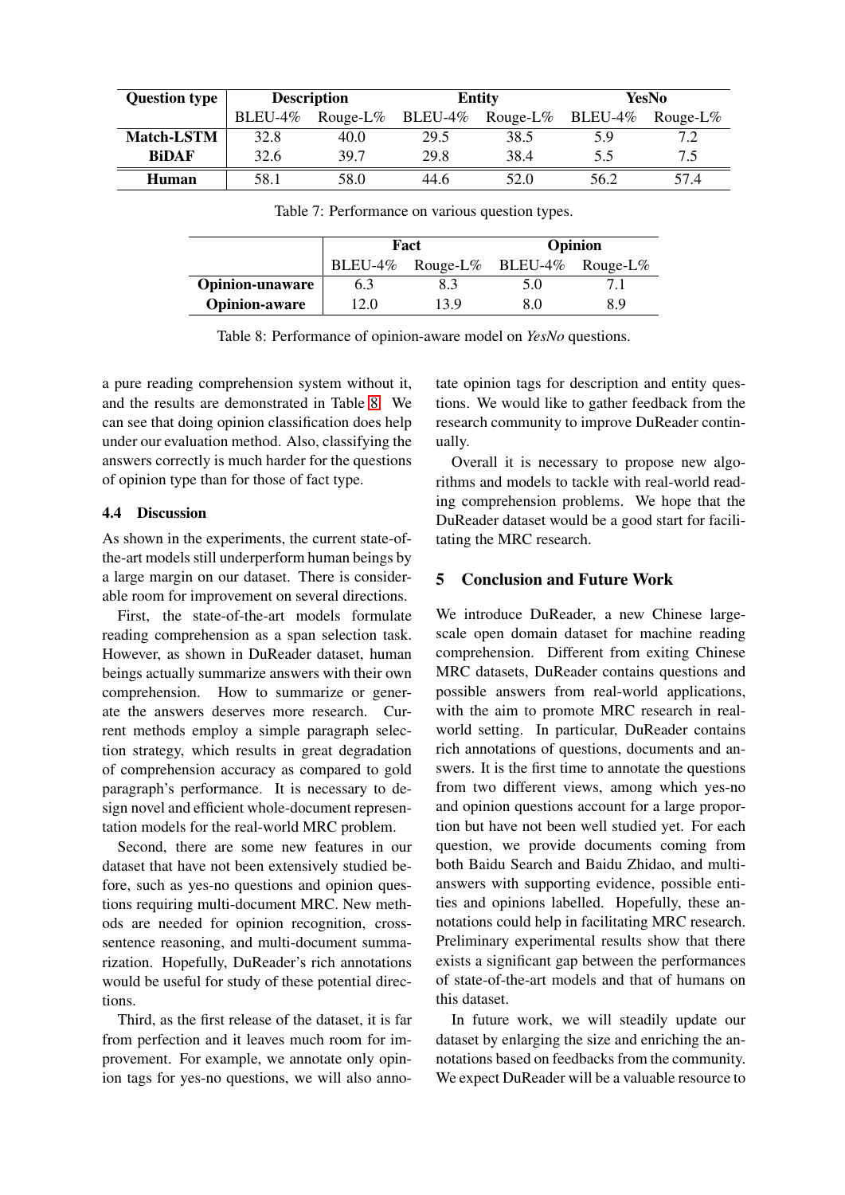| Question type | Description | | Entity | | YesNo | |
|---|---|---|---|---|---|---|
| | BLEU-4% | Rouge-L% | BLEU-4% | Rouge-L% | BLEU-4% | Rouge-L% |
| **Match-LSTM** | 32.8 | 40.0 | 29.5 | 38.5 | 5.9 | 7.2 |
| **BiDAF** | 32.6 | 39.7 | 29.8 | 38.4 | 5.5 | 7.5 |
| **Human** | 58.1 | 58.0 | 44.6 | 52.0 | 56.2 | 57.4 |

Table 7: Performance on various question types.

| | Fact | | Opinion | |
|---|---|---|---|---|
| | BLEU-4% | Rouge-L% | BLEU-4% | Rouge-L% |
| **Opinion-unaware** | 6.3 | 8.3 | 5.0 | 7.1 |
| **Opinion-aware** | 12.0 | 13.9 | 8.0 | 8.9 |

Table 8: Performance of opinion-aware model on *YesNo* questions.

a pure reading comprehension system without it, and the results are demonstrated in Table 8. We can see that doing opinion classification does help under our evaluation method. Also, classifying the answers correctly is much harder for the questions of opinion type than for those of fact type.

### 4.4 Discussion

As shown in the experiments, the current state-of-the-art models still underperform human beings by a large margin on our dataset. There is considerable room for improvement on several directions.

First, the state-of-the-art models formulate reading comprehension as a span selection task. However, as shown in DuReader dataset, human beings actually summarize answers with their own comprehension. How to summarize or generate the answers deserves more research. Current methods employ a simple paragraph selection strategy, which results in great degradation of comprehension accuracy as compared to gold paragraph's performance. It is necessary to design novel and efficient whole-document representation models for the real-world MRC problem.

Second, there are some new features in our dataset that have not been extensively studied before, such as yes-no questions and opinion questions requiring multi-document MRC. New methods are needed for opinion recognition, cross-sentence reasoning, and multi-document summarization. Hopefully, DuReader's rich annotations would be useful for study of these potential directions.

Third, as the first release of the dataset, it is far from perfection and it leaves much room for improvement. For example, we annotate only opinion tags for yes-no questions, we will also annotate opinion tags for description and entity questions. We would like to gather feedback from the research community to improve DuReader continually.

Overall it is necessary to propose new algorithms and models to tackle with real-world reading comprehension problems. We hope that the DuReader dataset would be a good start for facilitating the MRC research.

## 5 Conclusion and Future Work

We introduce DuReader, a new Chinese large-scale open domain dataset for machine reading comprehension. Different from exiting Chinese MRC datasets, DuReader contains questions and possible answers from real-world applications, with the aim to promote MRC research in real-world setting. In particular, DuReader contains rich annotations of questions, documents and answers. It is the first time to annotate the questions from two different views, among which yes-no and opinion questions account for a large proportion but have not been well studied yet. For each question, we provide documents coming from both Baidu Search and Baidu Zhidao, and multi-answers with supporting evidence, possible entities and opinions labelled. Hopefully, these annotations could help in facilitating MRC research. Preliminary experimental results show that there exists a significant gap between the performances of state-of-the-art models and that of humans on this dataset.

In future work, we will steadily update our dataset by enlarging the size and enriching the annotations based on feedbacks from the community. We expect DuReader will be a valuable resource to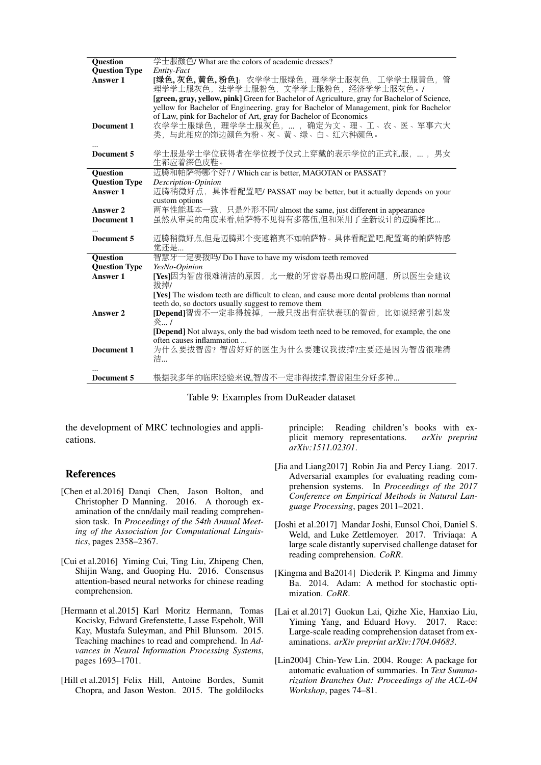| | |
|---|---|
| **Question** | 学士服颜色/ What are the colors of academic dresses? |
| **Question Type** | *Entity-Fact* |
| **Answer 1** | **[绿色, 灰色, 黄色, 粉色]**：农学学士服绿色，理学学士服灰色，工学学士服黄色，管理学学士服灰色，法学学士服粉色，文学学士服粉色，经济学学士服灰色。/ **[green, gray, yellow, pink]** Green for Bachelor of Agriculture, gray for Bachelor of Science, yellow for Bachelor of Engineering, gray for Bachelor of Management, pink for Bachelor of Law, pink for Bachelor of Art, gray for Bachelor of Economics |
| **Document 1** | 农学学士服绿色，理学学士服灰色，...，确定为文、理、工、农、医、军事六大类，与此相应的饰边颜色为粉、灰、黄、绿、白、红六种颜色。 |
| ... | |
| **Document 5** | 学士服是学士学位获得者在学位授予仪式上穿戴的表示学位的正式礼服，...，男女生都应着深色皮鞋。 |
| **Question** | 迈腾和帕萨特哪个好? / Which car is better, MAGOTAN or PASSAT? |
| **Question Type** | *Description-Opinion* |
| **Answer 1** | 迈腾稍微好点，具体看配置吧/ PASSAT may be better, but it actually depends on your custom options |
| **Answer 2** | 两车性能基本一致，只是外形不同/ almost the same, just different in appearance |
| **Document 1** | 虽然从审美的角度来看,帕萨特不见得有多落伍,但和采用了全新设计的迈腾相比... |
| ... | |
| **Document 5** | 迈腾稍微好点,但是迈腾那个变速箱真不如帕萨特。具体看配置吧,配置高的帕萨特感觉还是... |
| **Question** | 智慧牙一定要拔吗/ Do I have to have my wisdom teeth removed |
| **Question Type** | *YesNo-Opinion* |
| **Answer 1** | **[Yes]**因为智齿很难清洁的原因，比一般的牙齿容易出现口腔问题，所以医生会建议拔掉/ **[Yes]** The wisdom teeth are difficult to clean, and cause more dental problems than normal teeth do, so doctors usually suggest to remove them |
| **Answer 2** | **[Depend]**智齿不一定非得拔掉，一般只拔出有症状表现的智齿，比如说经常引起发炎... / **[Depend]** Not always, only the bad wisdom teeth need to be removed, for example, the one often causes inflammation ... |
| **Document 1** | 为什么要拔智齿？智齿好好的医生为什么要建议我拔掉?主要还是因为智齿很难清洁... |
| ... | |
| **Document 5** | 根据我多年的临床经验来说,智齿不一定非得拔掉.智齿阻生分好多种... |

Table 9: Examples from DuReader dataset

the development of MRC technologies and applications.

## References

[Chen et al.2016] Danqi Chen, Jason Bolton, and Christopher D Manning. 2016. A thorough examination of the cnn/daily mail reading comprehension task. In *Proceedings of the 54th Annual Meeting of the Association for Computational Linguistics*, pages 2358–2367.

[Cui et al.2016] Yiming Cui, Ting Liu, Zhipeng Chen, Shijin Wang, and Guoping Hu. 2016. Consensus attention-based neural networks for chinese reading comprehension.

[Hermann et al.2015] Karl Moritz Hermann, Tomas Kocisky, Edward Grefenstette, Lasse Espeholt, Will Kay, Mustafa Suleyman, and Phil Blunsom. 2015. Teaching machines to read and comprehend. In *Advances in Neural Information Processing Systems*, pages 1693–1701.

[Hill et al.2015] Felix Hill, Antoine Bordes, Sumit Chopra, and Jason Weston. 2015. The goldilocks principle: Reading children's books with explicit memory representations. *arXiv preprint arXiv:1511.02301*.

[Jia and Liang2017] Robin Jia and Percy Liang. 2017. Adversarial examples for evaluating reading comprehension systems. In *Proceedings of the 2017 Conference on Empirical Methods in Natural Language Processing*, pages 2011–2021.

[Joshi et al.2017] Mandar Joshi, Eunsol Choi, Daniel S. Weld, and Luke Zettlemoyer. 2017. Triviaqa: A large scale distantly supervised challenge dataset for reading comprehension. *CoRR*.

[Kingma and Ba2014] Diederik P. Kingma and Jimmy Ba. 2014. Adam: A method for stochastic optimization. *CoRR*.

[Lai et al.2017] Guokun Lai, Qizhe Xie, Hanxiao Liu, Yiming Yang, and Eduard Hovy. 2017. Race: Large-scale reading comprehension dataset from examinations. *arXiv preprint arXiv:1704.04683*.

[Lin2004] Chin-Yew Lin. 2004. Rouge: A package for automatic evaluation of summaries. In *Text Summarization Branches Out: Proceedings of the ACL-04 Workshop*, pages 74–81.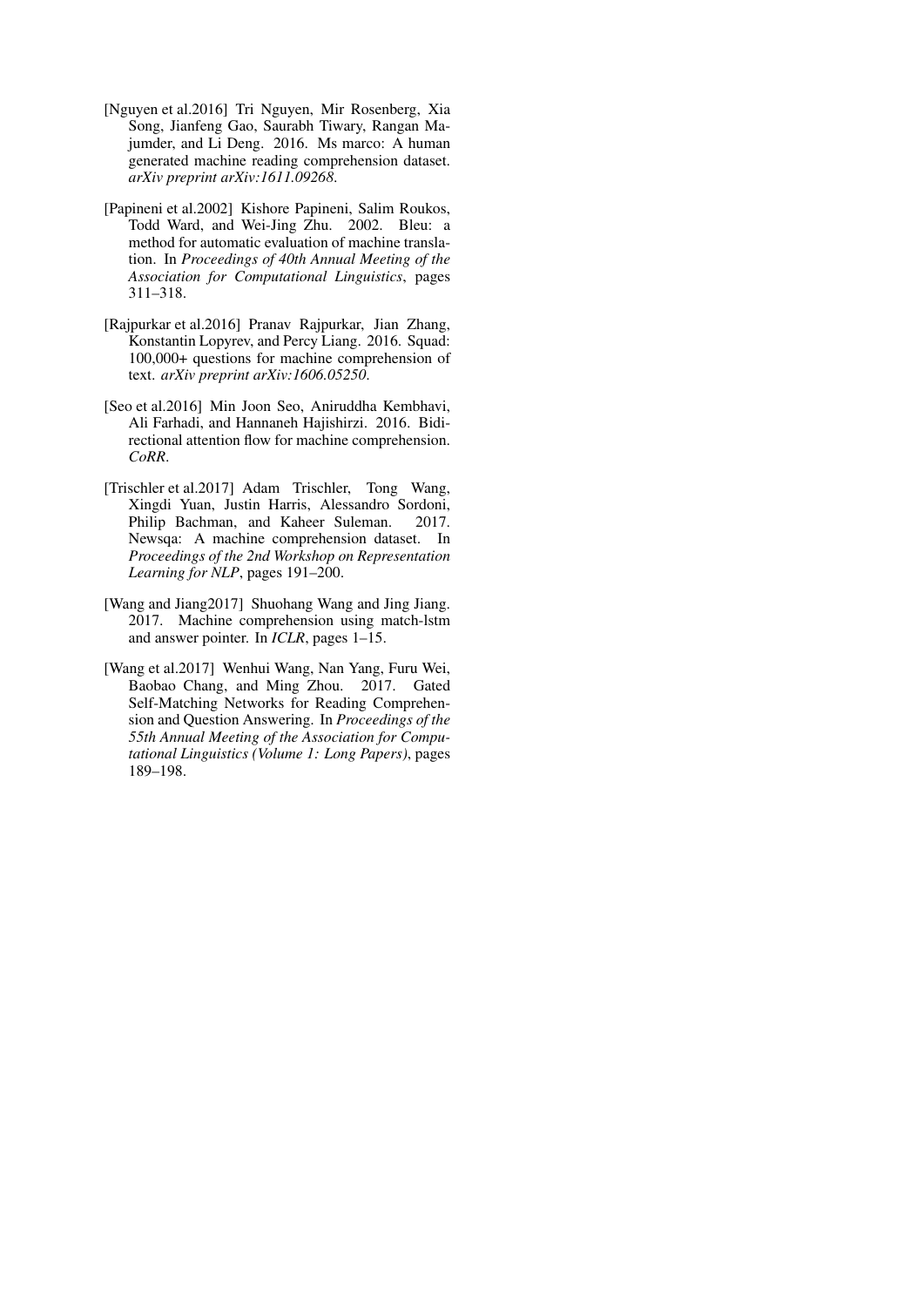[Nguyen et al.2016] Tri Nguyen, Mir Rosenberg, Xia Song, Jianfeng Gao, Saurabh Tiwary, Rangan Majumder, and Li Deng. 2016. Ms marco: A human generated machine reading comprehension dataset. *arXiv preprint arXiv:1611.09268*.

[Papineni et al.2002] Kishore Papineni, Salim Roukos, Todd Ward, and Wei-Jing Zhu. 2002. Bleu: a method for automatic evaluation of machine translation. In *Proceedings of 40th Annual Meeting of the Association for Computational Linguistics*, pages 311–318.

[Rajpurkar et al.2016] Pranav Rajpurkar, Jian Zhang, Konstantin Lopyrev, and Percy Liang. 2016. Squad: 100,000+ questions for machine comprehension of text. *arXiv preprint arXiv:1606.05250*.

[Seo et al.2016] Min Joon Seo, Aniruddha Kembhavi, Ali Farhadi, and Hannaneh Hajishirzi. 2016. Bidirectional attention flow for machine comprehension. *CoRR*.

[Trischler et al.2017] Adam Trischler, Tong Wang, Xingdi Yuan, Justin Harris, Alessandro Sordoni, Philip Bachman, and Kaheer Suleman. 2017. Newsqa: A machine comprehension dataset. In *Proceedings of the 2nd Workshop on Representation Learning for NLP*, pages 191–200.

[Wang and Jiang2017] Shuohang Wang and Jing Jiang. 2017. Machine comprehension using match-lstm and answer pointer. In *ICLR*, pages 1–15.

[Wang et al.2017] Wenhui Wang, Nan Yang, Furu Wei, Baobao Chang, and Ming Zhou. 2017. Gated Self-Matching Networks for Reading Comprehension and Question Answering. In *Proceedings of the 55th Annual Meeting of the Association for Computational Linguistics (Volume 1: Long Papers)*, pages 189–198.